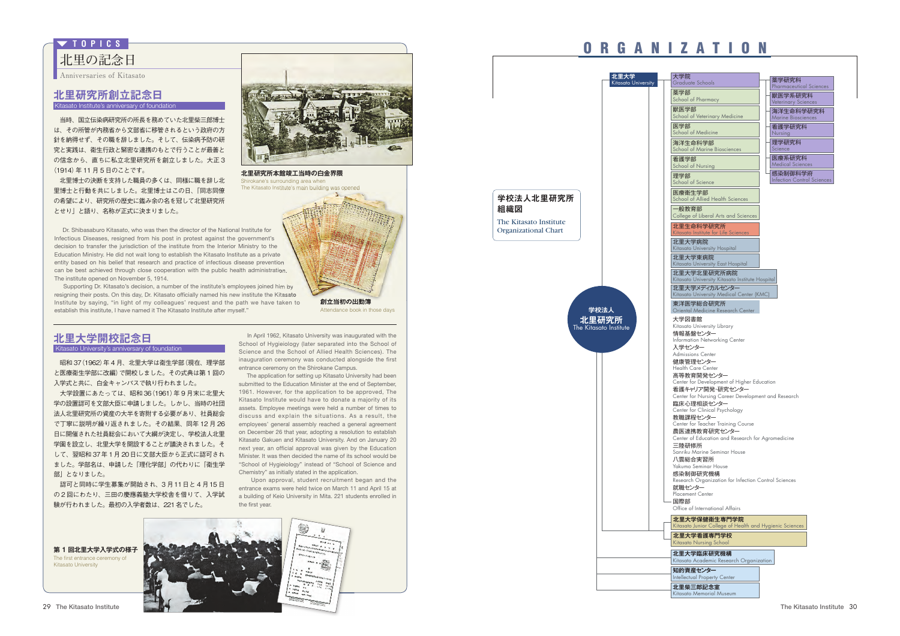## TOPICS

# 北里の記念日

Anniversaries of Kitasato

## 北里研究所創立記念日

Kitasato Institute's anniversary of foundation

当時、国立伝染病研究所の所長を務めていた北里柴三郎博士は、その所管が内務省から文部省に移管されるという政府の方針を納得せず、その職を辞しました。そして、伝染病予防の研究と実践は、衛生行政と緊密な連携のもとで行うことが最善との信念から、直ちに私立北里研究所を創立しました。大正３（1914）年11月５日のことです。

北里博士の決断を支持した職員の多くは、同様に職を辞し北里博士と行動を共にしました。北里博士はこの日、「同志同僚の希望により、研究所の歴史に鑑み余の名を冠して北里研究所とせり」と語り、名称が正式に決まりました。

Dr. Shibasaburo Kitasato, who was then the director of the National Institute for Infectious Diseases, resigned from his post in protest against the government's decision to transfer the jurisdiction of the institute from the Interior Ministry to the Education Ministry. He did not wait long to establish the Kitasato Institute as a private entity based on his belief that research and practice of infectious disease prevention can be best achieved through close cooperation with the public health administration. The institute opened on November 5, 1914.

Supporting Dr. Kitasato's decision, a number of the institute's employees joined him by resigning their posts. On this day, Dr. Kitasato officially named his new institute the Kitasato Institute by saying, "in light of my colleagues' request and the path we have taken to establish this institute, I have named it The Kitasato Institute after myself."

**北里研究所本館竣工当時の白金界隈**
Shirokane's surrounding area when The Kitasato Institute's main building was opened

**創立当初の出勤簿**
Attendance book in those days

## 北里大学開校記念日

Kitasato University's anniversary of foundation

昭和37（1962）年４月、北里大学は衛生学部（現在、理学部と医療衛生学部に改組）で開校しました。その式典は第１回の入学式と共に、白金キャンパスで執り行われました。

大学設置にあたっては、昭和36（1961）年９月末に北里大学の設置認可を文部大臣に申請しました。しかし、当時の社団法人北里研究所の資産の大半を寄附する必要があり、社員総会で丁寧に説明が繰り返されました。その結果、同年12月26日に開催された社員総会において大綱が決定し、学校法人北里学園を設立し、北里大学を開設することが議決されました。そして、翌昭和37年１月20日に文部大臣から正式に認可されました。学部名は、申請した「理化学部」の代わりに「衛生学部」となりました。

認可と同時に学生募集が開始され、３月11日と４月15日の２回にわたり、三田の慶應義塾大学校舎を借りて、入学試験が行われました。最初の入学者数は、221名でした。

In April 1962, Kitasato University was inaugurated with the School of Hygieiology (later separated into the School of Science and the School of Allied Health Sciences). The inauguration ceremony was conducted alongside the first entrance ceremony on the Shirokane Campus.

The application for setting up Kitasato University had been submitted to the Education Minister at the end of September, 1961. However, for the application to be approved, The Kitasato Institute would have to donate a majority of its assets. Employee meetings were held a number of times to discuss and explain the situations. As a result, the employees' general assembly reached a general agreement on December 26 that year, adopting a resolution to establish Kitasato Gakuen and Kitasato University. And on January 20 next year, an official approval was given by the Education Minister. It was then decided the name of its school would be "School of Hygieiology" instead of "School of Science and Chemistry" as initially stated in the application.

Upon approval, student recruitment began and the entrance exams were held twice on March 11 and April 15 at a building of Keio University in Mita. 221 students enrolled in the first year.

**第１回北里大学入学式の様子**
The first entrance ceremony of Kitasato University

# ORGANIZATION

**学校法人北里研究所 組織図**
The Kitasato Institute Organizational Chart

**学校法人 北里研究所** The Kitasato Institute

- **北里大学** Kitasato University
  - 大学院 Graduate Schools
    - 薬学研究科 Pharmaceutical Sciences
    - 獣医学系研究科 Veterinary Sciences
    - 海洋生命科学研究科 Marine Biosciences
    - 看護学研究科 Nursing
    - 理学研究科 Science
    - 医療系研究科 Medical Sciences
    - 感染制御科学府 Infection Control Sciences
  - 薬学部 School of Pharmacy
  - 獣医学部 School of Veterinary Medicine
  - 医学部 School of Medicine
  - 海洋生命科学部 School of Marine Biosciences
  - 看護学部 School of Nursing
  - 理学部 School of Science
  - 医療衛生学部 School of Allied Health Sciences
  - 一般教育部 College of Liberal Arts and Sciences
  - 北里生命科学研究所 Kitasato Institute for Life Sciences
  - 北里大学病院 Kitasato University Hospital
  - 北里大学東病院 Kitasato University East Hospital
  - 北里大学北里研究所病院 Kitasato University Kitasato Institute Hospital
  - 北里大学メディカルセンター Kitasato University Medical Center (KMC)
  - 東洋医学総合研究所 Oriental Medicine Research Center
  - 大学図書館 Kitasato University Library
  - 情報基盤センター Information Networking Center
  - 入学センター Admissions Center
  - 健康管理センター Health Care Center
  - 高等教育開発センター Center for Development of Higher Education
  - 看護キャリア開発・研究センター Center for Nursing Career Development and Research
  - 臨床心理相談センター Center for Clinical Psychology
  - 教職課程センター Center for Teacher Training Course
  - 農医連携教育研究センター Center of Education and Research for Agromedicine
  - 三陸研修所 Sanriku Marine Seminar House
  - 八雲総合実習所 Yakumo Seminar House
  - 感染制御研究機構 Research Organization for Infection Control Sciences
  - 就職センター Placement Center
  - 国際部 Office of International Affairs
- **北里大学保健衛生専門学院** Kitasato Junior College of Health and Hygienic Sciences
- **北里大学看護専門学校** Kitasato Nursing School
- **北里大学臨床研究機構** Kitasato Academic Research Organization
- **知的資産センター** Intellectual Property Center
- **北里柴三郎記念室** Kitasato Memorial Museum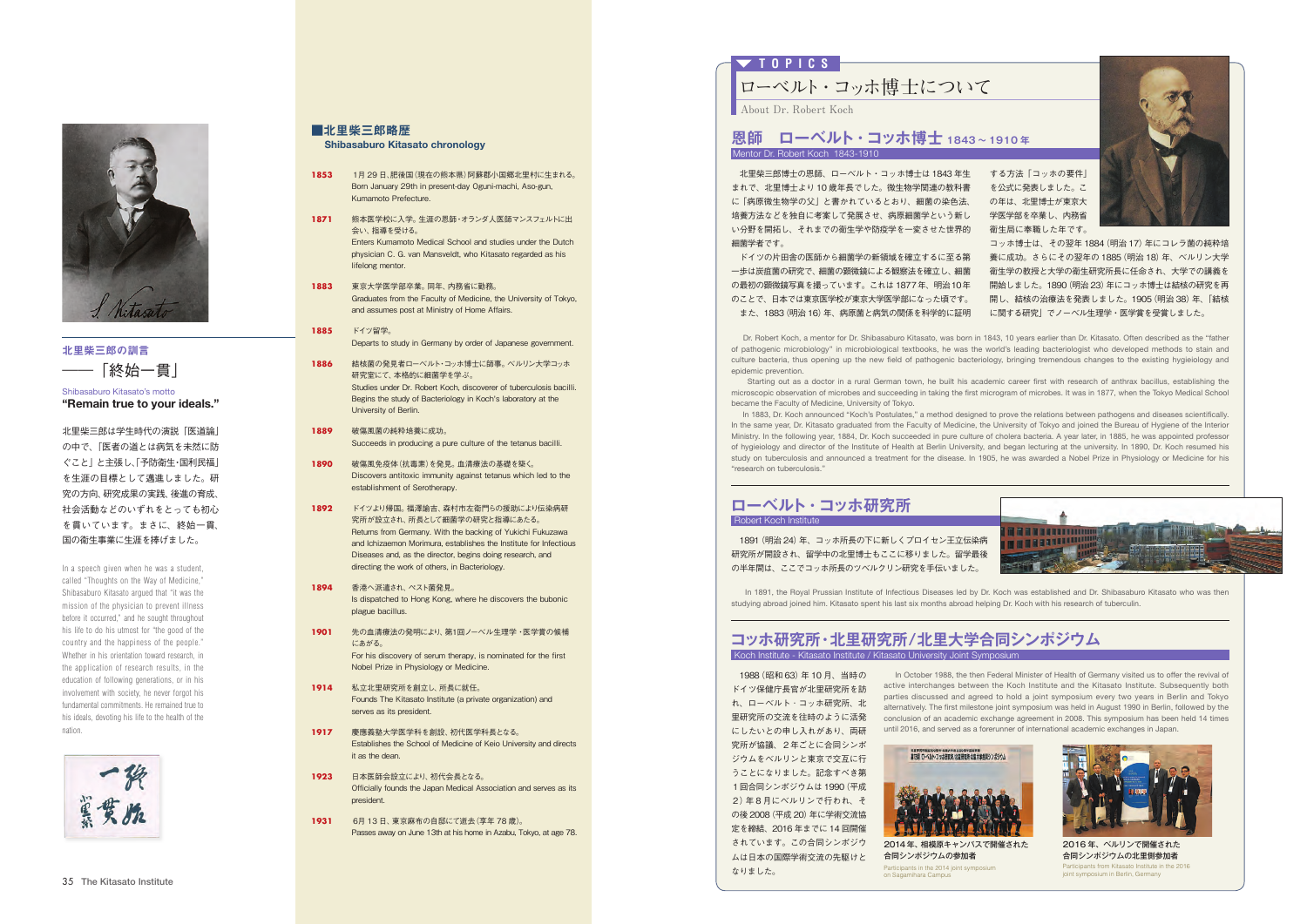## 北里柴三郎の訓言

### ――「終始一貫」

Shibasaburo Kitasato's motto

**"Remain true to your ideals."**

北里柴三郎は学生時代の演説「医道論」の中で、「医者の道とは病気を未然に防ぐこと」と主張し、「予防衛生・国利民福」を生涯の目標として邁進しました。研究の方向、研究成果の実践、後進の育成、社会活動などのいずれをとっても初心を貫いています。まさに、終始一貫、国の衛生事業に生涯を捧げました。

In a speech given when he was a student, called "Thoughts on the Way of Medicine," Shibasaburo Kitasato argued that "it was the mission of the physician to prevent illness before it occurred," and he sought throughout his life to do his utmost for "the good of the country and the happiness of the people." Whether in his orientation toward research, in the application of research results, in the education of following generations, or in his involvement with society, he never forgot his fundamental commitments. He remained true to his ideals, devoting his life to the health of the nation.

## ■北里柴三郎略歴

**Shibasaburo Kitasato chronology**

**1853** 1月29日、肥後国（現在の熊本県）阿蘇郡小国郷北里村に生まれる。
Born January 29th in present-day Oguni-machi, Aso-gun, Kumamoto Prefecture.

**1871** 熊本医学校に入学。生涯の恩師・オランダ人医師マンスフェルトに出会い、指導を受ける。
Enters Kumamoto Medical School and studies under the Dutch physician C. G. van Mansveldt, who Kitasato regarded as his lifelong mentor.

**1883** 東京大学医学部卒業。同年、内務省に勤務。
Graduates from the Faculty of Medicine, the University of Tokyo, and assumes post at Ministry of Home Affairs.

**1885** ドイツ留学。
Departs to study in Germany by order of Japanese government.

**1886** 結核菌の発見者ローベルト・コッホ博士に師事。ベルリン大学コッホ研究室にて、本格的に細菌学を学ぶ。
Studies under Dr. Robert Koch, discoverer of tuberculosis bacilli. Begins the study of Bacteriology in Koch's laboratory at the University of Berlin.

**1889** 破傷風菌の純粋培養に成功。
Succeeds in producing a pure culture of the tetanus bacilli.

**1890** 破傷風免疫体（抗毒素）を発見。血清療法の基礎を築く。
Discovers antitoxic immunity against tetanus which led to the establishment of Serotherapy.

**1892** ドイツより帰国。福澤諭吉、森村市左衛門らの援助により伝染病研究所が設立され、所長として細菌学の研究と指導にあたる。
Returns from Germany. With the backing of Yukichi Fukuzawa and Ichizaemon Morimura, establishes the Institute for Infectious Diseases and, as the director, begins doing research, and directing the work of others, in Bacteriology.

**1894** 香港へ派遣され、ペスト菌発見。
Is dispatched to Hong Kong, where he discovers the bubonic plague bacillus.

**1901** 先の血清療法の発明により、第1回ノーベル生理学・医学賞の候補にあがる。
For his discovery of serum therapy, is nominated for the first Nobel Prize in Physiology or Medicine.

**1914** 私立北里研究所を創立し、所長に就任。
Founds The Kitasato Institute (a private organization) and serves as its president.

**1917** 慶應義塾大学医学科を創設、初代医学科長となる。
Establishes the School of Medicine of Keio University and directs it as the dean.

**1923** 日本医師会設立により、初代会長となる。
Officially founds the Japan Medical Association and serves as its president.

**1931** 6月13日、東京麻布の自邸にて逝去（享年78歳）。
Passes away on June 13th at his home in Azabu, Tokyo, at age 78.

---

TOPICS

# ローベルト・コッホ博士について

About Dr. Robert Koch

## 恩師　ローベルト・コッホ博士 1843～1910年

Mentor Dr. Robert Koch 1843-1910

北里柴三郎博士の恩師、ローベルト・コッホ博士は1843年生まれで、北里博士より10歳年長でした。微生物学関連の教科書に「病原微生物学の父」と書かれているとおり、細菌の染色法、培養方法などを独自に考案して発展させ、病原細菌学という新しい分野を開拓し、それまでの衛生学や防疫学を一変させた世界的細菌学者です。

ドイツの片田舎の医師から細菌学の新領域を確立するに至る第一歩は炭疽菌の研究で、細菌の顕微鏡による観察法を確立し、細菌の最初の顕微鏡写真を撮っています。これは1877年、明治10年のことで、日本では東京医学校が東京大学医学部になった頃です。

また、1883（明治16）年、病原菌と病気の関係を科学的に証明する方法「コッホの要件」を公式に発表しました。この年は、北里博士が東京大学医学部を卒業し、内務省衛生局に奉職した年です。

コッホ博士は、その翌年1884（明治17）年にコレラ菌の純粋培養に成功。さらにその翌年の1885（明治18）年、ベルリン大学衛生学の教授と大学の衛生研究所長に任命され、大学での講義を開始しました。1890（明治23）年にコッホ博士は結核の研究を再開し、結核の治療法を発表しました。1905（明治38）年、「結核に関する研究」でノーベル生理学・医学賞を受賞しました。

Dr. Robert Koch, a mentor for Dr. Shibasaburo Kitasato, was born in 1843, 10 years earlier than Dr. Kitasato. Often described as the "father of pathogenic microbiology" in microbiological textbooks, he was the world's leading bacteriologist who developed methods to stain and culture bacteria, thus opening up the new field of pathogenic bacteriology, bringing tremendous changes to the existing hygieiology and epidemic prevention.

Starting out as a doctor in a rural German town, he built his academic career first with research of anthrax bacillus, establishing the microscopic observation of microbes and succeeding in taking the first microgram of microbes. It was in 1877, when the Tokyo Medical School became the Faculty of Medicine, University of Tokyo.

In 1883, Dr. Koch announced "Koch's Postulates," a method designed to prove the relations between pathogens and diseases scientifically. In the same year, Dr. Kitasato graduated from the Faculty of Medicine, the University of Tokyo and joined the Bureau of Hygiene of the Interior Ministry. In the following year, 1884, Dr. Koch succeeded in pure culture of cholera bacteria. A year later, in 1885, he was appointed professor of hygieiology and director of the Institute of Health at Berlin University, and began lecturing at the university. In 1890, Dr. Koch resumed his study on tuberculosis and announced a treatment for the disease. In 1905, he was awarded a Nobel Prize in Physiology or Medicine for his "research on tuberculosis."

## ローベルト・コッホ研究所

Robert Koch Institute

1891（明治24）年、コッホ所長の下に新しくプロイセン王立伝染病研究所が開設され、留学中の北里博士もここに移りました。留学最後の半年間は、ここでコッホ所長のツベルクリン研究を手伝いました。

In 1891, the Royal Prussian Institute of Infectious Diseases led by Dr. Koch was established and Dr. Shibasaburo Kitasato who was then studying abroad joined him. Kitasato spent his last six months abroad helping Dr. Koch with his research of tuberculin.

## コッホ研究所・北里研究所/北里大学合同シンポジウム

Koch Institute - Kitasato Institute / Kitasato University Joint Symposium

1988（昭和63）年10月、当時のドイツ保健庁長官が北里研究所を訪れ、ローベルト・コッホ研究所、北里研究所の交流を往時のように活発にしたいとの申し入れがあり、両研究所が協議、2年ごとに合同シンポジウムをベルリンと東京で交互に行うことになりました。記念すべき第1回合同シンポジウムは1990（平成2）年8月にベルリンで行われ、その後2008（平成20）年に学術交流協定を締結、2016年までに14回開催されています。この合同シンポジウムは日本の国際学術交流の先駆けとなりました。

In October 1988, the then Federal Minister of Health of Germany visited us to offer the revival of active interchanges between the Koch Institute and the Kitasato Institute. Subsequently both parties discussed and agreed to hold a joint symposium every two years in Berlin and Tokyo alternatively. The first milestone joint symposium was held in August 1990 in Berlin, followed by the conclusion of an academic exchange agreement in 2008. This symposium has been held 14 times until 2016, and served as a forerunner of international academic exchanges in Japan.

2014年、相模原キャンパスで開催された合同シンポジウムの参加者
Participants in the 2014 joint symposium on Sagamihara Campus

2016年、ベルリンで開催された合同シンポジウムの北里側参加者
Participants from Kitasato Institute in the 2016 joint symposium in Berlin, Germany